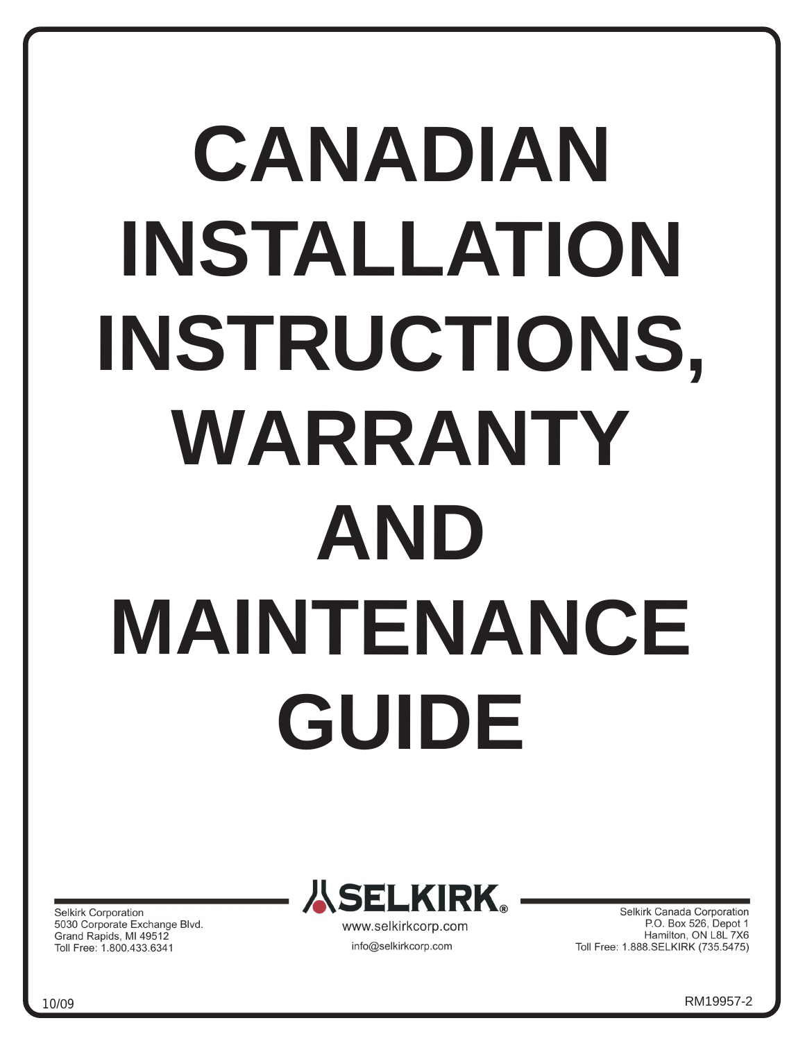# CANADIAN INSTALLATION INSTRUCTIONS, WARRANTY AND MAINTENANCE GUIDE

SELKIRK®

www.selkirkcorp.com

info@selkirkcorp.com

Selkirk Corporation
5030 Corporate Exchange Blvd.
Grand Rapids, MI 49512
Toll Free: 1.800.433.6341

Selkirk Canada Corporation
P.O. Box 526, Depot 1
Hamilton, ON L8L 7X6
Toll Free: 1.888.SELKIRK (735.5475)

10/09

RM19957-2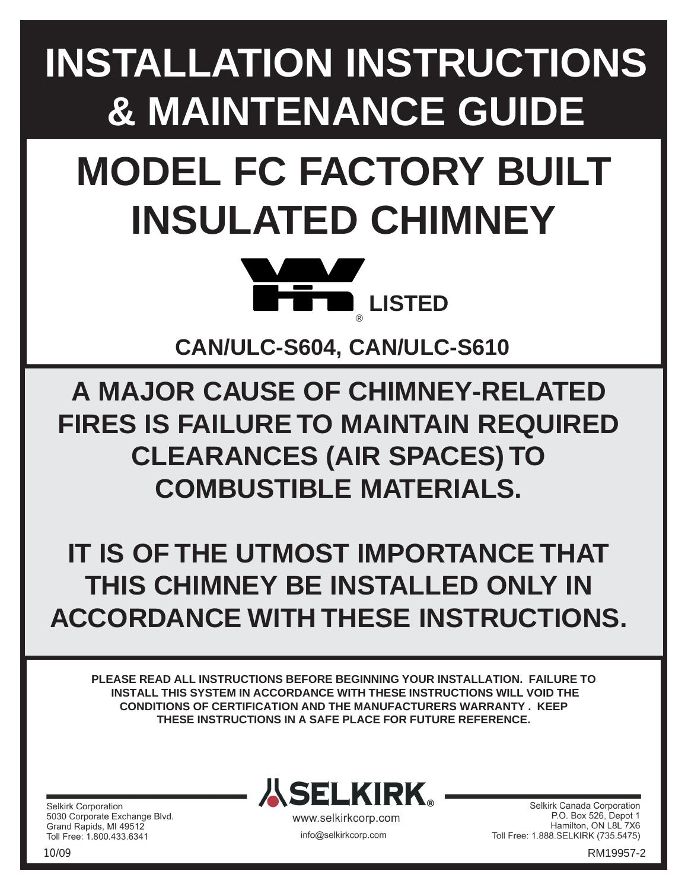# INSTALLATION INSTRUCTIONS & MAINTENANCE GUIDE

# MODEL FC FACTORY BUILT INSULATED CHIMNEY

**LISTED**

**CAN/ULC-S604, CAN/ULC-S610**

## A MAJOR CAUSE OF CHIMNEY-RELATED FIRES IS FAILURE TO MAINTAIN REQUIRED CLEARANCES (AIR SPACES) TO COMBUSTIBLE MATERIALS.

## IT IS OF THE UTMOST IMPORTANCE THAT THIS CHIMNEY BE INSTALLED ONLY IN ACCORDANCE WITH THESE INSTRUCTIONS.

**PLEASE READ ALL INSTRUCTIONS BEFORE BEGINNING YOUR INSTALLATION. FAILURE TO INSTALL THIS SYSTEM IN ACCORDANCE WITH THESE INSTRUCTIONS WILL VOID THE CONDITIONS OF CERTIFICATION AND THE MANUFACTURERS WARRANTY . KEEP THESE INSTRUCTIONS IN A SAFE PLACE FOR FUTURE REFERENCE.**

SELKIRK®

www.selkirkcorp.com

info@selkirkcorp.com

Selkirk Corporation
5030 Corporate Exchange Blvd.
Grand Rapids, MI 49512
Toll Free: 1.800.433.6341

Selkirk Canada Corporation
P.O. Box 526, Depot 1
Hamilton, ON L8L 7X6
Toll Free: 1.888.SELKIRK (735.5475)

10/09

RM19957-2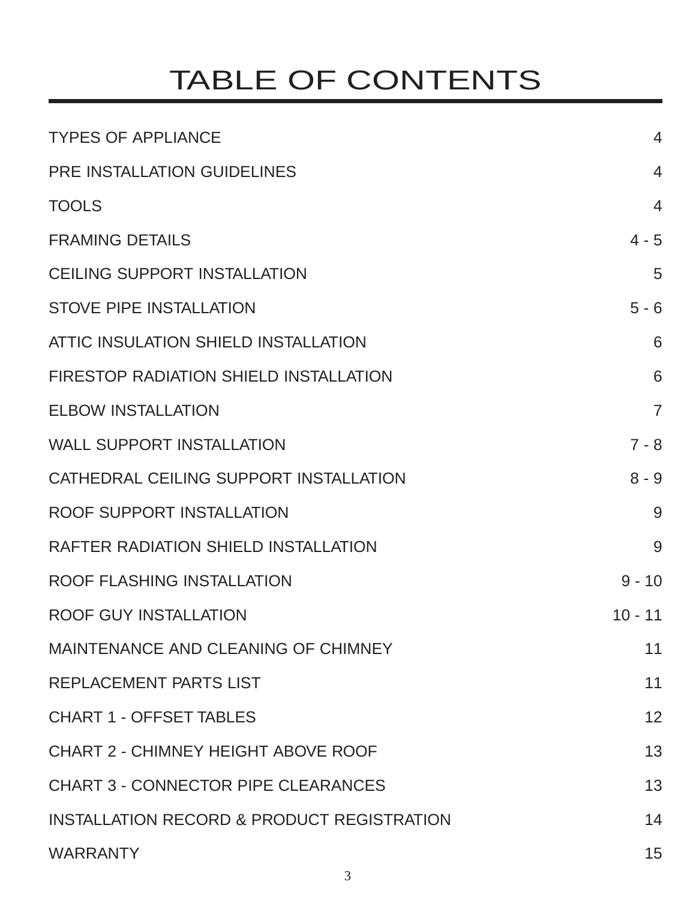# TABLE OF CONTENTS

| | |
|---|---|
| TYPES OF APPLIANCE | 4 |
| PRE INSTALLATION GUIDELINES | 4 |
| TOOLS | 4 |
| FRAMING DETAILS | 4 - 5 |
| CEILING SUPPORT INSTALLATION | 5 |
| STOVE PIPE INSTALLATION | 5 - 6 |
| ATTIC INSULATION SHIELD INSTALLATION | 6 |
| FIRESTOP RADIATION SHIELD INSTALLATION | 6 |
| ELBOW INSTALLATION | 7 |
| WALL SUPPORT INSTALLATION | 7 - 8 |
| CATHEDRAL CEILING SUPPORT INSTALLATION | 8 - 9 |
| ROOF SUPPORT INSTALLATION | 9 |
| RAFTER RADIATION SHIELD INSTALLATION | 9 |
| ROOF FLASHING INSTALLATION | 9 - 10 |
| ROOF GUY INSTALLATION | 10 - 11 |
| MAINTENANCE AND CLEANING OF CHIMNEY | 11 |
| REPLACEMENT PARTS LIST | 11 |
| CHART 1 - OFFSET TABLES | 12 |
| CHART 2 - CHIMNEY HEIGHT ABOVE ROOF | 13 |
| CHART 3 - CONNECTOR PIPE CLEARANCES | 13 |
| INSTALLATION RECORD & PRODUCT REGISTRATION | 14 |
| WARRANTY | 15 |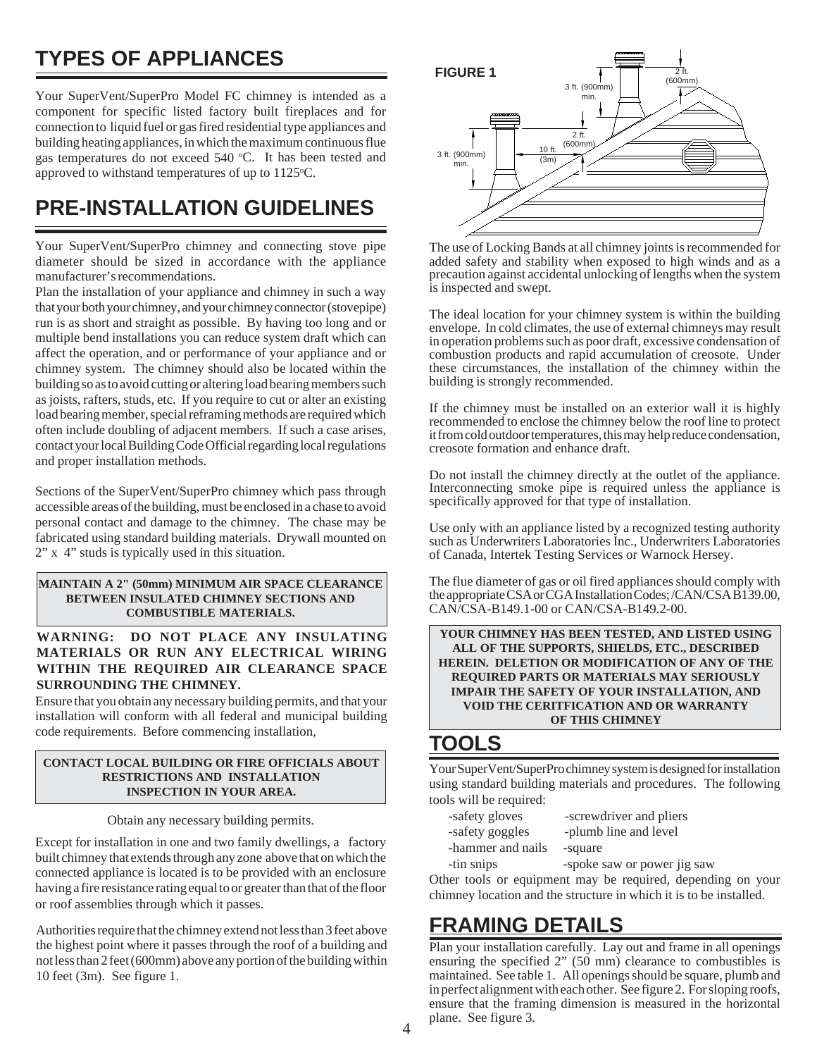## TYPES OF APPLIANCES

Your SuperVent/SuperPro Model FC chimney is intended as a component for specific listed factory built fireplaces and for connection to liquid fuel or gas fired residential type appliances and building heating appliances, in which the maximum continuous flue gas temperatures do not exceed 540 °C. It has been tested and approved to withstand temperatures of up to 1125°C.

## PRE-INSTALLATION GUIDELINES

Your SuperVent/SuperPro chimney and connecting stove pipe diameter should be sized in accordance with the appliance manufacturer's recommendations.

Plan the installation of your appliance and chimney in such a way that your both your chimney, and your chimney connector (stovepipe) run is as short and straight as possible. By having too long and or multiple bend installations you can reduce system draft which can affect the operation, and or performance of your appliance and or chimney system. The chimney should also be located within the building so as to avoid cutting or altering load bearing members such as joists, rafters, studs, etc. If you require to cut or alter an existing load bearing member, special reframing methods are required which often include doubling of adjacent members. If such a case arises, contact your local Building Code Official regarding local regulations and proper installation methods.

Sections of the SuperVent/SuperPro chimney which pass through accessible areas of the building, must be enclosed in a chase to avoid personal contact and damage to the chimney. The chase may be fabricated using standard building materials. Drywall mounted on 2" x 4" studs is typically used in this situation.

**MAINTAIN A 2" (50mm) MINIMUM AIR SPACE CLEARANCE BETWEEN INSULATED CHIMNEY SECTIONS AND COMBUSTIBLE MATERIALS.**

**WARNING: DO NOT PLACE ANY INSULATING MATERIALS OR RUN ANY ELECTRICAL WIRING WITHIN THE REQUIRED AIR CLEARANCE SPACE SURROUNDING THE CHIMNEY.**

Ensure that you obtain any necessary building permits, and that your installation will conform with all federal and municipal building code requirements. Before commencing installation,

**CONTACT LOCAL BUILDING OR FIRE OFFICIALS ABOUT RESTRICTIONS AND INSTALLATION INSPECTION IN YOUR AREA.**

Obtain any necessary building permits.

Except for installation in one and two family dwellings, a factory built chimney that extends through any zone above that on which the connected appliance is located is to be provided with an enclosure having a fire resistance rating equal to or greater than that of the floor or roof assemblies through which it passes.

Authorities require that the chimney extend not less than 3 feet above the highest point where it passes through the roof of a building and not less than 2 feet (600mm) above any portion of the building within 10 feet (3m). See figure 1.

**FIGURE 1**

3 ft. (900mm) min. | 2 ft. (600mm) | 10 ft. (3m) | 2 ft. (600mm) | 3 ft. (900mm) min.

The use of Locking Bands at all chimney joints is recommended for added safety and stability when exposed to high winds and as a precaution against accidental unlocking of lengths when the system is inspected and swept.

The ideal location for your chimney system is within the building envelope. In cold climates, the use of external chimneys may result in operation problems such as poor draft, excessive condensation of combustion products and rapid accumulation of creosote. Under these circumstances, the installation of the chimney within the building is strongly recommended.

If the chimney must be installed on an exterior wall it is highly recommended to enclose the chimney below the roof line to protect it from cold outdoor temperatures, this may help reduce condensation, creosote formation and enhance draft.

Do not install the chimney directly at the outlet of the appliance. Interconnecting smoke pipe is required unless the appliance is specifically approved for that type of installation.

Use only with an appliance listed by a recognized testing authority such as Underwriters Laboratories Inc., Underwriters Laboratories of Canada, Intertek Testing Services or Warnock Hersey.

The flue diameter of gas or oil fired appliances should comply with the appropriate CSA or CGA Installation Codes; /CAN/CSA B139.00, CAN/CSA-B149.1-00 or CAN/CSA-B149.2-00.

**YOUR CHIMNEY HAS BEEN TESTED, AND LISTED USING ALL OF THE SUPPORTS, SHIELDS, ETC., DESCRIBED HEREIN. DELETION OR MODIFICATION OF ANY OF THE REQUIRED PARTS OR MATERIALS MAY SERIOUSLY IMPAIR THE SAFETY OF YOUR INSTALLATION, AND VOID THE CERITFICATION AND OR WARRANTY OF THIS CHIMNEY**

## TOOLS

Your SuperVent/SuperPro chimney system is designed for installation using standard building materials and procedures. The following tools will be required:

- -safety gloves
- -safety goggles
- -hammer and nails
- -tin snips
- -screwdriver and pliers
- -plumb line and level
- -square
- -spoke saw or power jig saw

Other tools or equipment may be required, depending on your chimney location and the structure in which it is to be installed.

## FRAMING DETAILS

Plan your installation carefully. Lay out and frame in all openings ensuring the specified 2" (50 mm) clearance to combustibles is maintained. See table 1. All openings should be square, plumb and in perfect alignment with each other. See figure 2. For sloping roofs, ensure that the framing dimension is measured in the horizontal plane. See figure 3.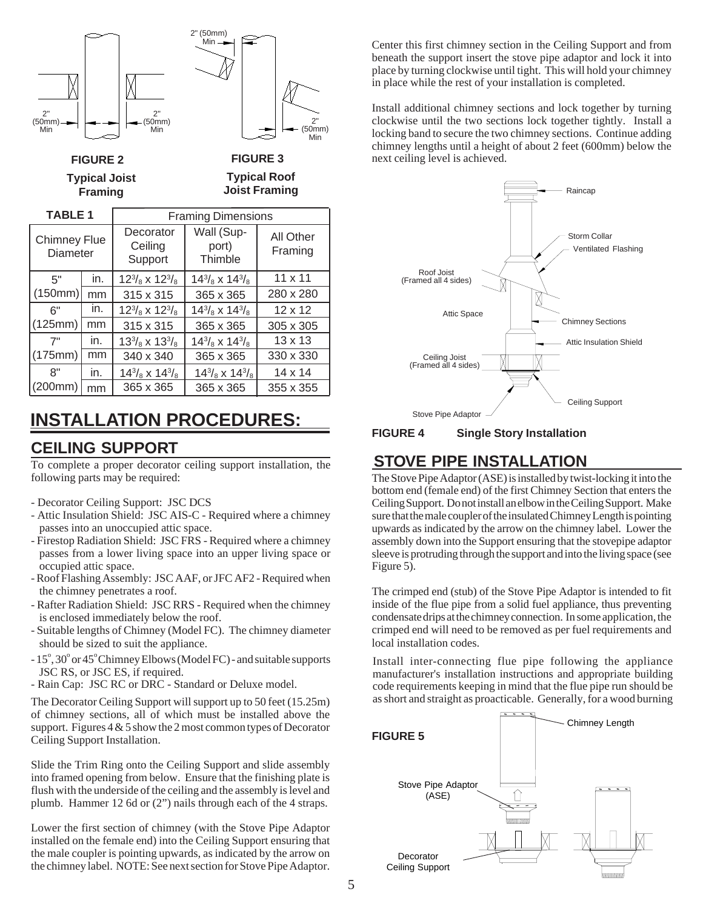FIGURE 2

**Typical Joist Framing**

FIGURE 3

**Typical Roof Joist Framing**

| TABLE 1 | | Framing Dimensions | | |
|---|---|---|---|---|
| Chimney Flue Diameter | | Decorator Ceiling Support | Wall (Support) Thimble | All Other Framing |
| 5" (150mm) | in. | $12^3/_8$ x $12^3/_8$ | $14^3/_8$ x $14^3/_8$ | 11 x 11 |
| | mm | 315 x 315 | 365 x 365 | 280 x 280 |
| 6" (125mm) | in. | $12^3/_8$ x $12^3/_8$ | $14^3/_8$ x $14^3/_8$ | 12 x 12 |
| | mm | 315 x 315 | 365 x 365 | 305 x 305 |
| 7" (175mm) | in. | $13^3/_8$ x $13^3/_8$ | $14^3/_8$ x $14^3/_8$ | 13 x 13 |
| | mm | 340 x 340 | 365 x 365 | 330 x 330 |
| 8" (200mm) | in. | $14^3/_8$ x $14^3/_8$ | $14^3/_8$ x $14^3/_8$ | 14 x 14 |
| | mm | 365 x 365 | 365 x 365 | 355 x 355 |

# INSTALLATION PROCEDURES:

## CEILING SUPPORT

To complete a proper decorator ceiling support installation, the following parts may be required:

- Decorator Ceiling Support: JSC DCS
- Attic Insulation Shield: JSC AIS-C - Required where a chimney passes into an unoccupied attic space.
- Firestop Radiation Shield: JSC FRS - Required where a chimney passes from a lower living space into an upper living space or occupied attic space.
- Roof Flashing Assembly: JSC AAF, or JFC AF2 - Required when the chimney penetrates a roof.
- Rafter Radiation Shield: JSC RRS - Required when the chimney is enclosed immediately below the roof.
- Suitable lengths of Chimney (Model FC). The chimney diameter should be sized to suit the appliance.
- 15°, 30° or 45° Chimney Elbows (Model FC) - and suitable supports JSC RS, or JSC ES, if required.
- Rain Cap: JSC RC or DRC - Standard or Deluxe model.

The Decorator Ceiling Support will support up to 50 feet (15.25m) of chimney sections, all of which must be installed above the support. Figures 4 & 5 show the 2 most common types of Decorator Ceiling Support Installation.

Slide the Trim Ring onto the Ceiling Support and slide assembly into framed opening from below. Ensure that the finishing plate is flush with the underside of the ceiling and the assembly is level and plumb. Hammer 12 6d or (2") nails through each of the 4 straps.

Lower the first section of chimney (with the Stove Pipe Adaptor installed on the female end) into the Ceiling Support ensuring that the male coupler is pointing upwards, as indicated by the arrow on the chimney label. NOTE: See next section for Stove Pipe Adaptor.

Center this first chimney section in the Ceiling Support and from beneath the support insert the stove pipe adaptor and lock it into place by turning clockwise until tight. This will hold your chimney in place while the rest of your installation is completed.

Install additional chimney sections and lock together by turning clockwise until the two sections lock together tightly. Install a locking band to secure the two chimney sections. Continue adding chimney lengths until a height of about 2 feet (600mm) below the next ceiling level is achieved.

**FIGURE 4 Single Story Installation**

## STOVE PIPE INSTALLATION

The Stove Pipe Adaptor (ASE) is installed by twist-locking it into the bottom end (female end) of the first Chimney Section that enters the Ceiling Support. Do not install an elbow in the Ceiling Support. Make sure that the male coupler of the insulated Chimney Length is pointing upwards as indicated by the arrow on the chimney label. Lower the assembly down into the Support ensuring that the stovepipe adaptor sleeve is protruding through the support and into the living space (see Figure 5).

The crimped end (stub) of the Stove Pipe Adaptor is intended to fit inside of the flue pipe from a solid fuel appliance, thus preventing condensate drips at the chimney connection. In some application, the crimped end will need to be removed as per fuel requirements and local installation codes.

Install inter-connecting flue pipe following the appliance manufacturer's installation instructions and appropriate building code requirements keeping in mind that the flue pipe run should be as short and straight as proacticable. Generally, for a wood burning

**FIGURE 5**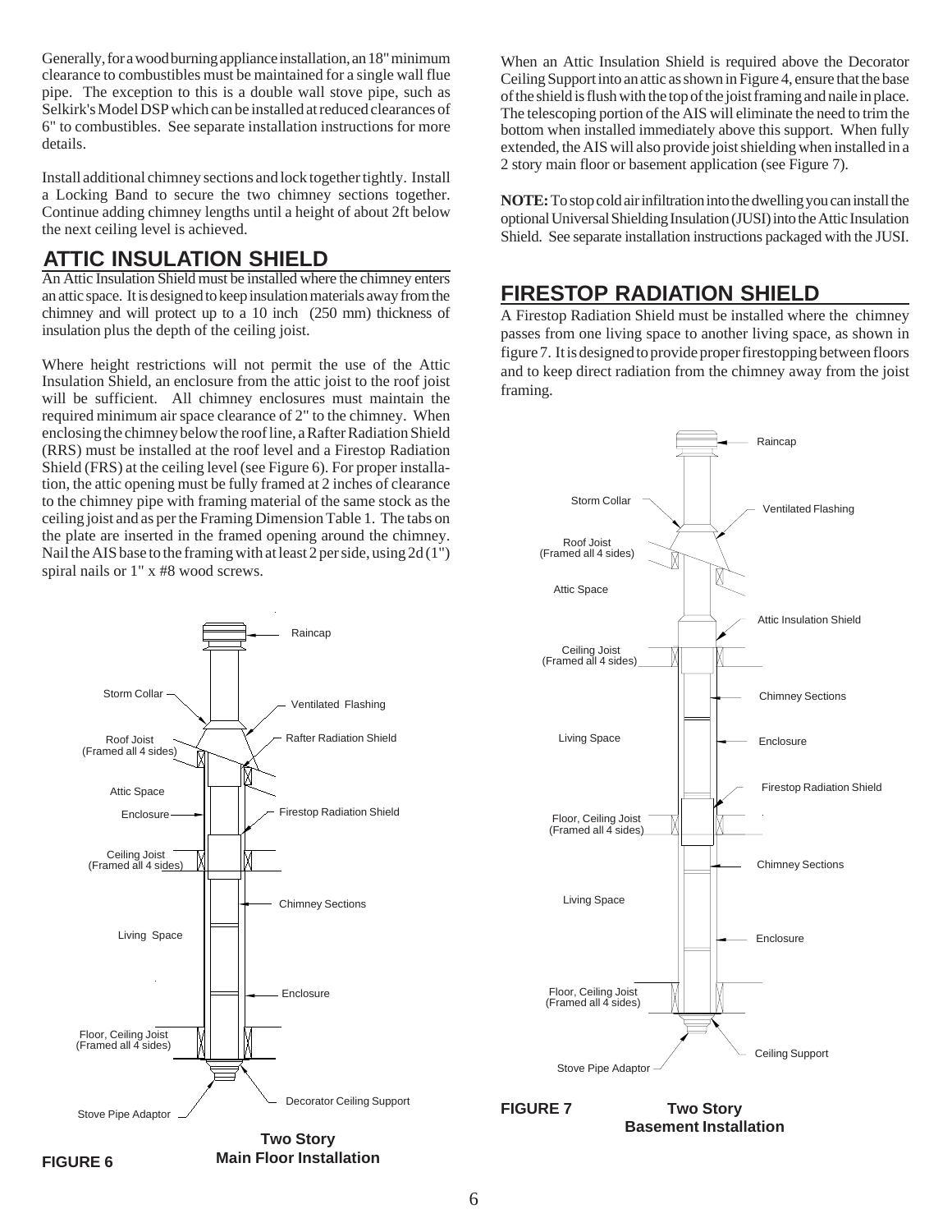Generally, for a wood burning appliance installation, an 18" minimum clearance to combustibles must be maintained for a single wall flue pipe. The exception to this is a double wall stove pipe, such as Selkirk's Model DSP which can be installed at reduced clearances of 6" to combustibles. See separate installation instructions for more details.

Install additional chimney sections and lock together tightly. Install a Locking Band to secure the two chimney sections together. Continue adding chimney lengths until a height of about 2ft below the next ceiling level is achieved.

## ATTIC INSULATION SHIELD

An Attic Insulation Shield must be installed where the chimney enters an attic space. It is designed to keep insulation materials away from the chimney and will protect up to a 10 inch (250 mm) thickness of insulation plus the depth of the ceiling joist.

Where height restrictions will not permit the use of the Attic Insulation Shield, an enclosure from the attic joist to the roof joist will be sufficient. All chimney enclosures must maintain the required minimum air space clearance of 2" to the chimney. When enclosing the chimney below the roof line, a Rafter Radiation Shield (RRS) must be installed at the roof level and a Firestop Radiation Shield (FRS) at the ceiling level (see Figure 6). For proper installation, the attic opening must be fully framed at 2 inches of clearance to the chimney pipe with framing material of the same stock as the ceiling joist and as per the Framing Dimension Table 1. The tabs on the plate are inserted in the framed opening around the chimney. Nail the AIS base to the framing with at least 2 per side, using 2d (1") spiral nails or 1" x #8 wood screws.

**FIGURE 6** **Two Story Main Floor Installation**

When an Attic Insulation Shield is required above the Decorator Ceiling Support into an attic as shown in Figure 4, ensure that the base of the shield is flush with the top of the joist framing and naile in place. The telescoping portion of the AIS will eliminate the need to trim the bottom when installed immediately above this support. When fully extended, the AIS will also provide joist shielding when installed in a 2 story main floor or basement application (see Figure 7).

**NOTE:** To stop cold air infiltration into the dwelling you can install the optional Universal Shielding Insulation (JUSI) into the Attic Insulation Shield. See separate installation instructions packaged with the JUSI.

## FIRESTOP RADIATION SHIELD

A Firestop Radiation Shield must be installed where the chimney passes from one living space to another living space, as shown in figure 7. It is designed to provide proper firestopping between floors and to keep direct radiation from the chimney away from the joist framing.

**FIGURE 7** **Two Story Basement Installation**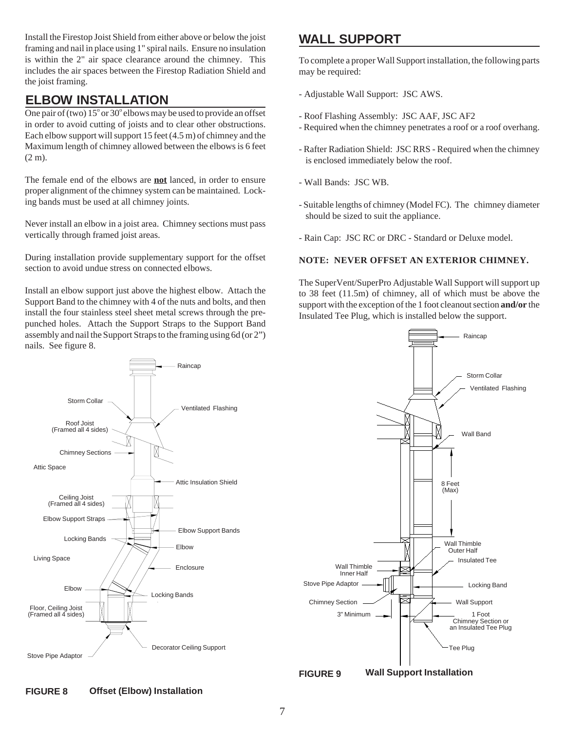Install the Firestop Joist Shield from either above or below the joist framing and nail in place using 1" spiral nails. Ensure no insulation is within the 2" air space clearance around the chimney. This includes the air spaces between the Firestop Radiation Shield and the joist framing.

## ELBOW INSTALLATION

One pair of (two) 15° or 30° elbows may be used to provide an offset in order to avoid cutting of joists and to clear other obstructions. Each elbow support will support 15 feet (4.5 m) of chimney and the Maximum length of chimney allowed between the elbows is 6 feet (2 m).

The female end of the elbows are **not** lanced, in order to ensure proper alignment of the chimney system can be maintained. Locking bands must be used at all chimney joints.

Never install an elbow in a joist area. Chimney sections must pass vertically through framed joist areas.

During installation provide supplementary support for the offset section to avoid undue stress on connected elbows.

Install an elbow support just above the highest elbow. Attach the Support Band to the chimney with 4 of the nuts and bolts, and then install the four stainless steel sheet metal screws through the pre-punched holes. Attach the Support Straps to the Support Band assembly and nail the Support Straps to the framing using 6d (or 2") nails. See figure 8.

Raincap, Storm Collar, Ventilated Flashing, Roof Joist (Framed all 4 sides), Chimney Sections, Attic Space, Attic Insulation Shield, Ceiling Joist (Framed all 4 sides), Elbow Support Straps, Elbow Support Bands, Locking Bands, Elbow, Living Space, Enclosure, Elbow, Locking Bands, Floor, Ceiling Joist (Framed all 4 sides), Decorator Ceiling Support, Stove Pipe Adaptor

**FIGURE 8 Offset (Elbow) Installation**

## WALL SUPPORT

To complete a proper Wall Support installation, the following parts may be required:

- Adjustable Wall Support: JSC AWS.
- Roof Flashing Assembly: JSC AAF, JSC AF2 - Required when the chimney penetrates a roof or a roof overhang.
- Rafter Radiation Shield: JSC RRS - Required when the chimney is enclosed immediately below the roof.
- Wall Bands: JSC WB.
- Suitable lengths of chimney (Model FC). The chimney diameter should be sized to suit the appliance.
- Rain Cap: JSC RC or DRC - Standard or Deluxe model.

**NOTE: NEVER OFFSET AN EXTERIOR CHIMNEY.**

The SuperVent/SuperPro Adjustable Wall Support will support up to 38 feet (11.5m) of chimney, all of which must be above the support with the exception of the 1 foot cleanout section **and/or** the Insulated Tee Plug, which is installed below the support.

Raincap, Storm Collar, Ventilated Flashing, Wall Band, 8 Feet (Max), Wall Thimble Outer Half, Insulated Tee, Wall Thimble Inner Half, Stove Pipe Adaptor, Locking Band, Chimney Section, Wall Support, 3" Minimum, 1 Foot Chimney Section or an Insulated Tee Plug, Tee Plug

**FIGURE 9 Wall Support Installation**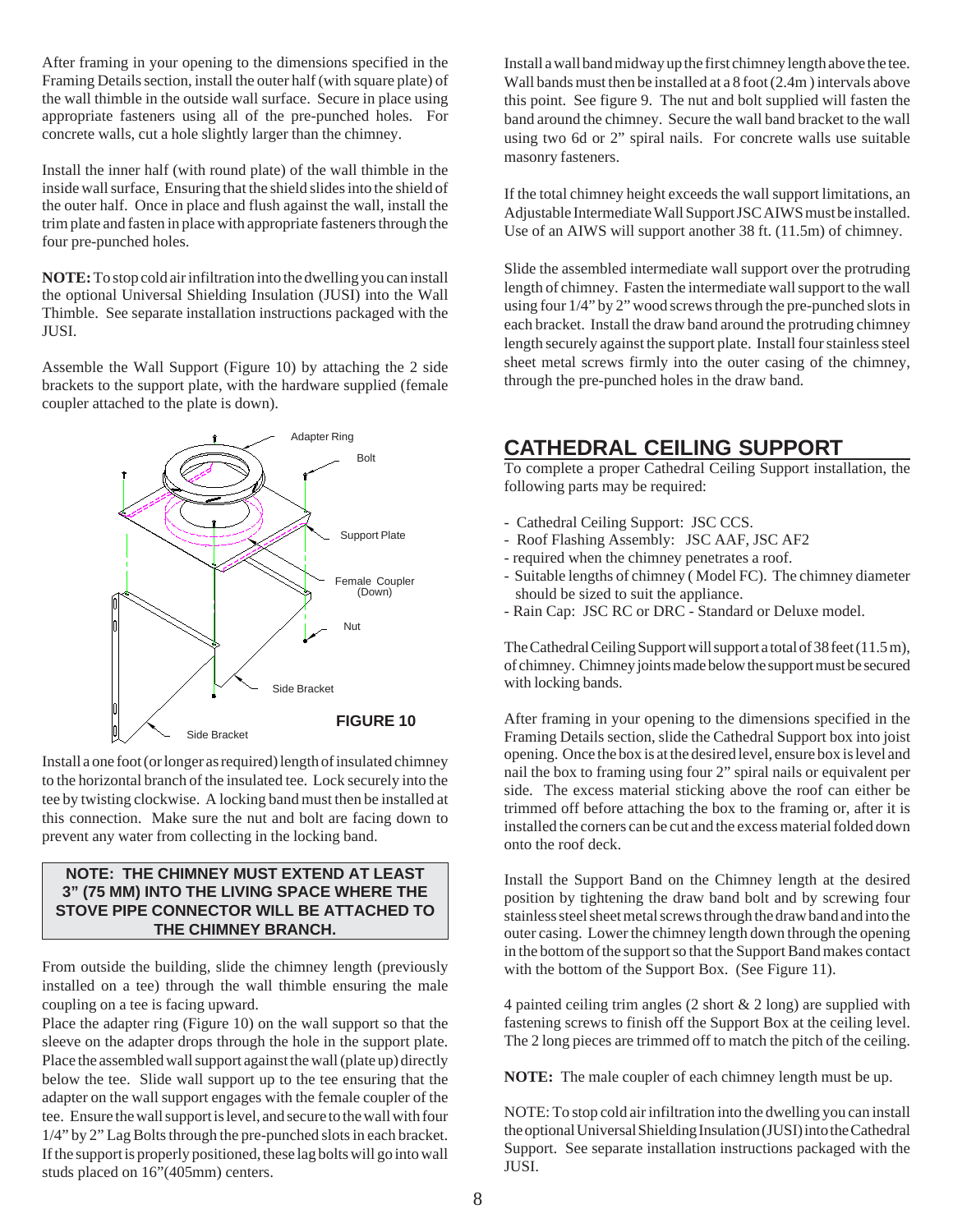After framing in your opening to the dimensions specified in the Framing Details section, install the outer half (with square plate) of the wall thimble in the outside wall surface. Secure in place using appropriate fasteners using all of the pre-punched holes. For concrete walls, cut a hole slightly larger than the chimney.

Install the inner half (with round plate) of the wall thimble in the inside wall surface, Ensuring that the shield slides into the shield of the outer half. Once in place and flush against the wall, install the trim plate and fasten in place with appropriate fasteners through the four pre-punched holes.

**NOTE:** To stop cold air infiltration into the dwelling you can install the optional Universal Shielding Insulation (JUSI) into the Wall Thimble. See separate installation instructions packaged with the JUSI.

Assemble the Wall Support (Figure 10) by attaching the 2 side brackets to the support plate, with the hardware supplied (female coupler attached to the plate is down).

Adapter Ring
Bolt
Support Plate
Female Coupler (Down)
Nut
Side Bracket
Side Bracket

**FIGURE 10**

Install a one foot (or longer as required) length of insulated chimney to the horizontal branch of the insulated tee. Lock securely into the tee by twisting clockwise. A locking band must then be installed at this connection. Make sure the nut and bolt are facing down to prevent any water from collecting in the locking band.

**NOTE: THE CHIMNEY MUST EXTEND AT LEAST 3" (75 MM) INTO THE LIVING SPACE WHERE THE STOVE PIPE CONNECTOR WILL BE ATTACHED TO THE CHIMNEY BRANCH.**

From outside the building, slide the chimney length (previously installed on a tee) through the wall thimble ensuring the male coupling on a tee is facing upward.

Place the adapter ring (Figure 10) on the wall support so that the sleeve on the adapter drops through the hole in the support plate. Place the assembled wall support against the wall (plate up) directly below the tee. Slide wall support up to the tee ensuring that the adapter on the wall support engages with the female coupler of the tee. Ensure the wall support is level, and secure to the wall with four 1/4" by 2" Lag Bolts through the pre-punched slots in each bracket. If the support is properly positioned, these lag bolts will go into wall studs placed on 16"(405mm) centers.

Install a wall band midway up the first chimney length above the tee. Wall bands must then be installed at a 8 foot (2.4m ) intervals above this point. See figure 9. The nut and bolt supplied will fasten the band around the chimney. Secure the wall band bracket to the wall using two 6d or 2" spiral nails. For concrete walls use suitable masonry fasteners.

If the total chimney height exceeds the wall support limitations, an Adjustable Intermediate Wall Support JSC AIWS must be installed. Use of an AIWS will support another 38 ft. (11.5m) of chimney.

Slide the assembled intermediate wall support over the protruding length of chimney. Fasten the intermediate wall support to the wall using four 1/4" by 2" wood screws through the pre-punched slots in each bracket. Install the draw band around the protruding chimney length securely against the support plate. Install four stainless steel sheet metal screws firmly into the outer casing of the chimney, through the pre-punched holes in the draw band.

## CATHEDRAL CEILING SUPPORT

To complete a proper Cathedral Ceiling Support installation, the following parts may be required:

- Cathedral Ceiling Support: JSC CCS.
- Roof Flashing Assembly: JSC AAF, JSC AF2
- required when the chimney penetrates a roof.
- Suitable lengths of chimney ( Model FC). The chimney diameter should be sized to suit the appliance.
- Rain Cap: JSC RC or DRC - Standard or Deluxe model.

The Cathedral Ceiling Support will support a total of 38 feet (11.5 m), of chimney. Chimney joints made below the support must be secured with locking bands.

After framing in your opening to the dimensions specified in the Framing Details section, slide the Cathedral Support box into joist opening. Once the box is at the desired level, ensure box is level and nail the box to framing using four 2" spiral nails or equivalent per side. The excess material sticking above the roof can either be trimmed off before attaching the box to the framing or, after it is installed the corners can be cut and the excess material folded down onto the roof deck.

Install the Support Band on the Chimney length at the desired position by tightening the draw band bolt and by screwing four stainless steel sheet metal screws through the draw band and into the outer casing. Lower the chimney length down through the opening in the bottom of the support so that the Support Band makes contact with the bottom of the Support Box. (See Figure 11).

4 painted ceiling trim angles (2 short & 2 long) are supplied with fastening screws to finish off the Support Box at the ceiling level. The 2 long pieces are trimmed off to match the pitch of the ceiling.

**NOTE:** The male coupler of each chimney length must be up.

NOTE: To stop cold air infiltration into the dwelling you can install the optional Universal Shielding Insulation (JUSI) into the Cathedral Support. See separate installation instructions packaged with the JUSI.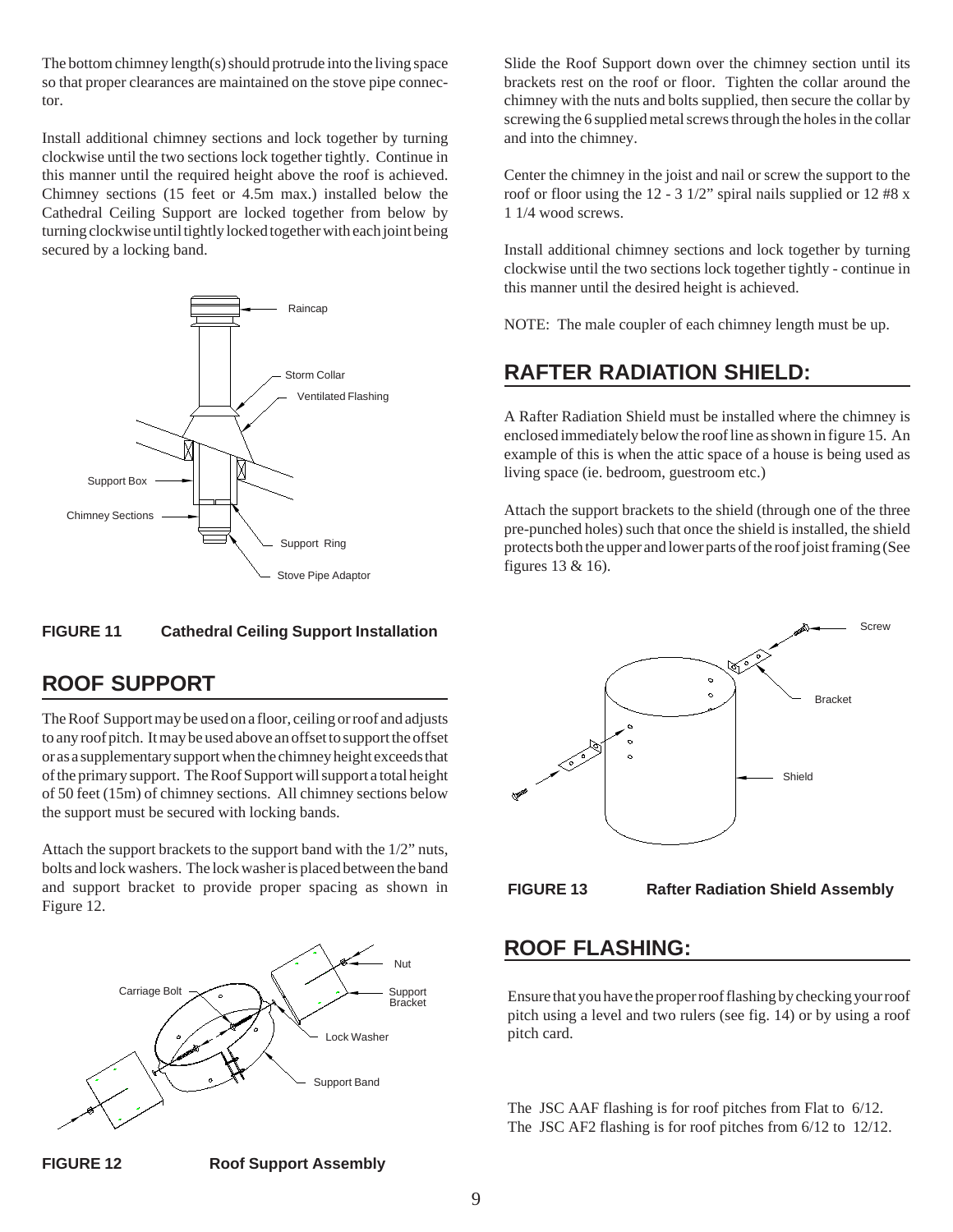The bottom chimney length(s) should protrude into the living space so that proper clearances are maintained on the stove pipe connector.

Install additional chimney sections and lock together by turning clockwise until the two sections lock together tightly. Continue in this manner until the required height above the roof is achieved. Chimney sections (15 feet or 4.5m max.) installed below the Cathedral Ceiling Support are locked together from below by turning clockwise until tightly locked together with each joint being secured by a locking band.

**FIGURE 11 Cathedral Ceiling Support Installation**

## ROOF SUPPORT

The Roof Support may be used on a floor, ceiling or roof and adjusts to any roof pitch. It may be used above an offset to support the offset or as a supplementary support when the chimney height exceeds that of the primary support. The Roof Support will support a total height of 50 feet (15m) of chimney sections. All chimney sections below the support must be secured with locking bands.

Attach the support brackets to the support band with the 1/2" nuts, bolts and lock washers. The lock washer is placed between the band and support bracket to provide proper spacing as shown in Figure 12.

**FIGURE 12 Roof Support Assembly**

Slide the Roof Support down over the chimney section until its brackets rest on the roof or floor. Tighten the collar around the chimney with the nuts and bolts supplied, then secure the collar by screwing the 6 supplied metal screws through the holes in the collar and into the chimney.

Center the chimney in the joist and nail or screw the support to the roof or floor using the 12 - 3 1/2" spiral nails supplied or 12 #8 x 1 1/4 wood screws.

Install additional chimney sections and lock together by turning clockwise until the two sections lock together tightly - continue in this manner until the desired height is achieved.

NOTE: The male coupler of each chimney length must be up.

## RAFTER RADIATION SHIELD:

A Rafter Radiation Shield must be installed where the chimney is enclosed immediately below the roof line as shown in figure 15. An example of this is when the attic space of a house is being used as living space (ie. bedroom, guestroom etc.)

Attach the support brackets to the shield (through one of the three pre-punched holes) such that once the shield is installed, the shield protects both the upper and lower parts of the roof joist framing (See figures 13 & 16).

**FIGURE 13 Rafter Radiation Shield Assembly**

## ROOF FLASHING:

Ensure that you have the proper roof flashing by checking your roof pitch using a level and two rulers (see fig. 14) or by using a roof pitch card.

The JSC AAF flashing is for roof pitches from Flat to 6/12.
The JSC AF2 flashing is for roof pitches from 6/12 to 12/12.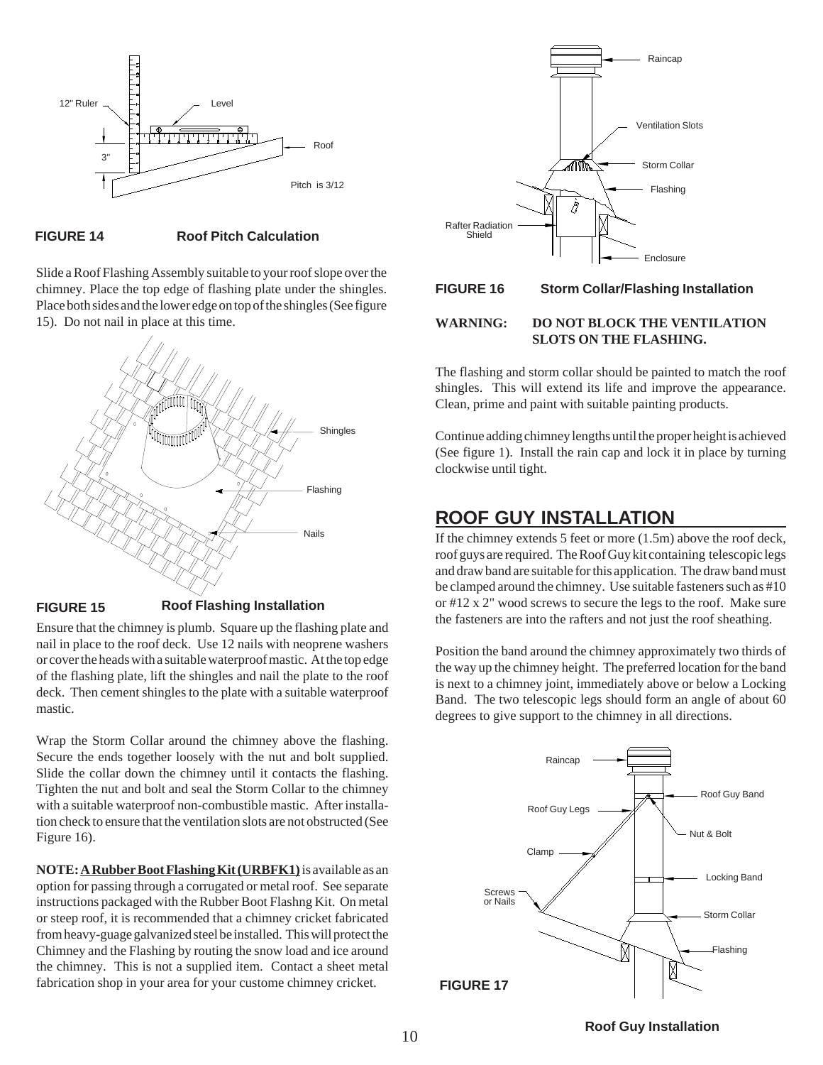**FIGURE 14** **Roof Pitch Calculation**

Slide a Roof Flashing Assembly suitable to your roof slope over the chimney. Place the top edge of flashing plate under the shingles. Place both sides and the lower edge on top of the shingles (See figure 15). Do not nail in place at this time.

**FIGURE 15** **Roof Flashing Installation**

Ensure that the chimney is plumb. Square up the flashing plate and nail in place to the roof deck. Use 12 nails with neoprene washers or cover the heads with a suitable waterproof mastic. At the top edge of the flashing plate, lift the shingles and nail the plate to the roof deck. Then cement shingles to the plate with a suitable waterproof mastic.

Wrap the Storm Collar around the chimney above the flashing. Secure the ends together loosely with the nut and bolt supplied. Slide the collar down the chimney until it contacts the flashing. Tighten the nut and bolt and seal the Storm Collar to the chimney with a suitable waterproof non-combustible mastic. After installation check to ensure that the ventilation slots are not obstructed (See Figure 16).

**NOTE: <u>A Rubber Boot Flashing Kit (URBFK1)</u>** is available as an option for passing through a corrugated or metal roof. See separate instructions packaged with the Rubber Boot Flashng Kit. On metal or steep roof, it is recommended that a chimney cricket fabricated from heavy-guage galvanized steel be installed. This will protect the Chimney and the Flashing by routing the snow load and ice around the chimney. This is not a supplied item. Contact a sheet metal fabrication shop in your area for your custome chimney cricket.

**FIGURE 16** **Storm Collar/Flashing Installation**

**WARNING: DO NOT BLOCK THE VENTILATION SLOTS ON THE FLASHING.**

The flashing and storm collar should be painted to match the roof shingles. This will extend its life and improve the appearance. Clean, prime and paint with suitable painting products.

Continue adding chimney lengths until the proper height is achieved (See figure 1). Install the rain cap and lock it in place by turning clockwise until tight.

## ROOF GUY INSTALLATION

If the chimney extends 5 feet or more (1.5m) above the roof deck, roof guys are required. The Roof Guy kit containing telescopic legs and draw band are suitable for this application. The draw band must be clamped around the chimney. Use suitable fasteners such as #10 or #12 x 2" wood screws to secure the legs to the roof. Make sure the fasteners are into the rafters and not just the roof sheathing.

Position the band around the chimney approximately two thirds of the way up the chimney height. The preferred location for the band is next to a chimney joint, immediately above or below a Locking Band. The two telescopic legs should form an angle of about 60 degrees to give support to the chimney in all directions.

**FIGURE 17** **Roof Guy Installation**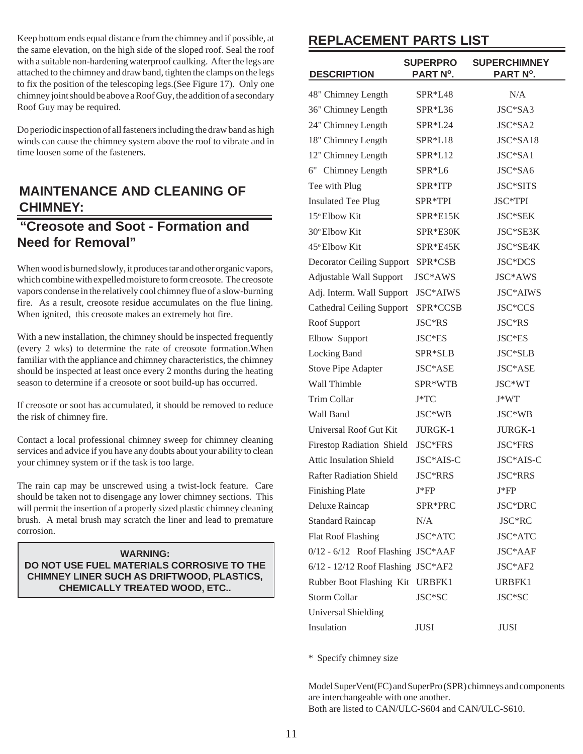Keep bottom ends equal distance from the chimney and if possible, at the same elevation, on the high side of the sloped roof. Seal the roof with a suitable non-hardening waterproof caulking. After the legs are attached to the chimney and draw band, tighten the clamps on the legs to fix the position of the telescoping legs.(See Figure 17). Only one chimney joint should be above a Roof Guy, the addition of a secondary Roof Guy may be required.

Do periodic inspection of all fasteners including the draw band as high winds can cause the chimney system above the roof to vibrate and in time loosen some of the fasteners.

## MAINTENANCE AND CLEANING OF CHIMNEY:

## "Creosote and Soot - Formation and Need for Removal"

When wood is burned slowly, it produces tar and other organic vapors, which combine with expelled moisture to form creosote. The creosote vapors condense in the relatively cool chimney flue of a slow-burning fire. As a result, creosote residue accumulates on the flue lining. When ignited, this creosote makes an extremely hot fire.

With a new installation, the chimney should be inspected frequently (every 2 wks) to determine the rate of creosote formation.When familiar with the appliance and chimney characteristics, the chimney should be inspected at least once every 2 months during the heating season to determine if a creosote or soot build-up has occurred.

If creosote or soot has accumulated, it should be removed to reduce the risk of chimney fire.

Contact a local professional chimney sweep for chimney cleaning services and advice if you have any doubts about your ability to clean your chimney system or if the task is too large.

The rain cap may be unscrewed using a twist-lock feature. Care should be taken not to disengage any lower chimney sections. This will permit the insertion of a properly sized plastic chimney cleaning brush. A metal brush may scratch the liner and lead to premature corrosion.

> **WARNING:**
> **DO NOT USE FUEL MATERIALS CORROSIVE TO THE CHIMNEY LINER SUCH AS DRIFTWOOD, PLASTICS, CHEMICALLY TREATED WOOD, ETC..**

## REPLACEMENT PARTS LIST

| DESCRIPTION | SUPERPRO PART Nº. | SUPERCHIMNEY PART Nº. |
|---|---|---|
| 48" Chimney Length | SPR*L48 | N/A |
| 36" Chimney Length | SPR*L36 | JSC*SA3 |
| 24" Chimney Length | SPR*L24 | JSC*SA2 |
| 18" Chimney Length | SPR*L18 | JSC*SA18 |
| 12" Chimney Length | SPR*L12 | JSC*SA1 |
| 6" Chimney Length | SPR*L6 | JSC*SA6 |
| Tee with Plug | SPR*ITP | JSC*SITS |
| Insulated Tee Plug | SPR*TPI | JSC*TPI |
| 15º Elbow Kit | SPR*E15K | JSC*SEK |
| 30º Elbow Kit | SPR*E30K | JSC*SE3K |
| 45º Elbow Kit | SPR*E45K | JSC*SE4K |
| Decorator Ceiling Support | SPR*CSB | JSC*DCS |
| Adjustable Wall Support | JSC*AWS | JSC*AWS |
| Adj. Interm. Wall Support | JSC*AIWS | JSC*AIWS |
| Cathedral Ceiling Support | SPR*CCSB | JSC*CCS |
| Roof Support | JSC*RS | JSC*RS |
| Elbow Support | JSC*ES | JSC*ES |
| Locking Band | SPR*SLB | JSC*SLB |
| Stove Pipe Adapter | JSC*ASE | JSC*ASE |
| Wall Thimble | SPR*WTB | JSC*WT |
| Trim Collar | J*TC | J*WT |
| Wall Band | JSC*WB | JSC*WB |
| Universal Roof Gut Kit | JURGK-1 | JURGK-1 |
| Firestop Radiation Shield | JSC*FRS | JSC*FRS |
| Attic Insulation Shield | JSC*AIS-C | JSC*AIS-C |
| Rafter Radiation Shield | JSC*RRS | JSC*RRS |
| Finishing Plate | J*FP | J*FP |
| Deluxe Raincap | SPR*PRC | JSC*DRC |
| Standard Raincap | N/A | JSC*RC |
| Flat Roof Flashing | JSC*ATC | JSC*ATC |
| 0/12 - 6/12 Roof Flashing | JSC*AAF | JSC*AAF |
| 6/12 - 12/12 Roof Flashing | JSC*AF2 | JSC*AF2 |
| Rubber Boot Flashing Kit | URBFK1 | URBFK1 |
| Storm Collar | JSC*SC | JSC*SC |
| Universal Shielding Insulation | JUSI | JUSI |

\* Specify chimney size

Model SuperVent(FC) and SuperPro (SPR) chimneys and components are interchangeable with one another.
Both are listed to CAN/ULC-S604 and CAN/ULC-S610.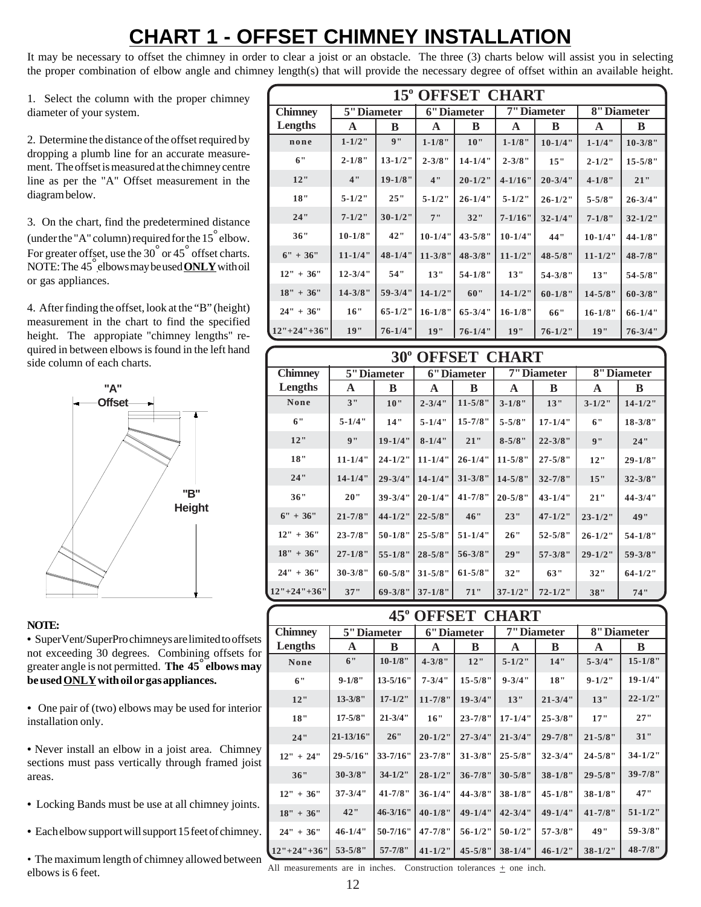# CHART 1 - OFFSET CHIMNEY INSTALLATION

It may be necessary to offset the chimney in order to clear a joist or an obstacle. The three (3) charts below will assist you in selecting the proper combination of elbow angle and chimney length(s) that will provide the necessary degree of offset within an available height.

1. Select the column with the proper chimney diameter of your system.

2. Determine the distance of the offset required by dropping a plumb line for an accurate measurement. The offset is measured at the chimney centre line as per the "A" Offset measurement in the diagram below.

3. On the chart, find the predetermined distance (under the "A" column) required for the 15° elbow. For greater offset, use the 30° or 45° offset charts. NOTE: The 45° elbows may be used **ONLY** with oil or gas appliances.

4. After finding the offset, look at the "B" (height) measurement in the chart to find the specified height. The appropiate "chimney lengths" required in between elbows is found in the left hand side column of each charts.

"A" Offset

"B" Height

**NOTE:**

- SuperVent/SuperPro chimneys are limited to offsets not exceeding 30 degrees. Combining offsets for greater angle is not permitted. **The 45° elbows may be used ONLY with oil or gas appliances.**
- One pair of (two) elbows may be used for interior installation only.
- Never install an elbow in a joist area. Chimney sections must pass vertically through framed joist areas.
- Locking Bands must be use at all chimney joints.
- Each elbow support will support 15 feet of chimney.
- The maximum length of chimney allowed between elbows is 6 feet.

## 15º OFFSET CHART

| Chimney Lengths | 5" Diameter | | 6" Diameter | | 7" Diameter | | 8" Diameter | |
|---|---|---|---|---|---|---|---|---|
| | A | B | A | B | A | B | A | B |
| none | 1-1/2" | 9" | 1-1/8" | 10" | 1-1/8" | 10-1/4" | 1-1/4" | 10-3/8" |
| 6" | 2-1/8" | 13-1/2" | 2-3/8" | 14-1/4" | 2-3/8" | 15" | 2-1/2" | 15-5/8" |
| 12" | 4" | 19-1/8" | 4" | 20-1/2" | 4-1/16" | 20-3/4" | 4-1/8" | 21" |
| 18" | 5-1/2" | 25" | 5-1/2" | 26-1/4" | 5-1/2" | 26-1/2" | 5-5/8" | 26-3/4" |
| 24" | 7-1/2" | 30-1/2" | 7" | 32" | 7-1/16" | 32-1/4" | 7-1/8" | 32-1/2" |
| 36" | 10-1/8" | 42" | 10-1/4" | 43-5/8" | 10-1/4" | 44" | 10-1/4" | 44-1/8" |
| 6" + 36" | 11-1/4" | 48-1/4" | 11-3/8" | 48-3/8" | 11-1/2" | 48-5/8" | 11-1/2" | 48-7/8" |
| 12" + 36" | 12-3/4" | 54" | 13" | 54-1/8" | 13" | 54-3/8" | 13" | 54-5/8" |
| 18" + 36" | 14-3/8" | 59-3/4" | 14-1/2" | 60" | 14-1/2" | 60-1/8" | 14-5/8" | 60-3/8" |
| 24" + 36" | 16" | 65-1/2" | 16-1/8" | 65-3/4" | 16-1/8" | 66" | 16-1/8" | 66-1/4" |
| 12"+24"+36" | 19" | 76-1/4" | 19" | 76-1/4" | 19" | 76-1/2" | 19" | 76-3/4" |

## 30º OFFSET CHART

| Chimney Lengths | 5" Diameter | | 6" Diameter | | 7" Diameter | | 8" Diameter | |
|---|---|---|---|---|---|---|---|---|
| | A | B | A | B | A | B | A | B |
| None | 3" | 10" | 2-3/4" | 11-5/8" | 3-1/8" | 13" | 3-1/2" | 14-1/2" |
| 6" | 5-1/4" | 14" | 5-1/4" | 15-7/8" | 5-5/8" | 17-1/4" | 6" | 18-3/8" |
| 12" | 9" | 19-1/4" | 8-1/4" | 21" | 8-5/8" | 22-3/8" | 9" | 24" |
| 18" | 11-1/4" | 24-1/2" | 11-1/4" | 26-1/4" | 11-5/8" | 27-5/8" | 12" | 29-1/8" |
| 24" | 14-1/4" | 29-3/4" | 14-1/4" | 31-3/8" | 14-5/8" | 32-7/8" | 15" | 32-3/8" |
| 36" | 20" | 39-3/4" | 20-1/4" | 41-7/8" | 20-5/8" | 43-1/4" | 21" | 44-3/4" |
| 6" + 36" | 21-7/8" | 44-1/2" | 22-5/8" | 46" | 23" | 47-1/2" | 23-1/2" | 49" |
| 12" + 36" | 23-7/8" | 50-1/8" | 25-5/8" | 51-1/4" | 26" | 52-5/8" | 26-1/2" | 54-1/8" |
| 18" + 36" | 27-1/8" | 55-1/8" | 28-5/8" | 56-3/8" | 29" | 57-3/8" | 29-1/2" | 59-3/8" |
| 24" + 36" | 30-3/8" | 60-5/8" | 31-5/8" | 61-5/8" | 32" | 63" | 32" | 64-1/2" |
| 12"+24"+36" | 37" | 69-3/8" | 37-1/8" | 71" | 37-1/2" | 72-1/2" | 38" | 74" |

## 45º OFFSET CHART

| Chimney Lengths | 5" Diameter | | 6" Diameter | | 7" Diameter | | 8" Diameter | |
|---|---|---|---|---|---|---|---|---|
| | A | B | A | B | A | B | A | B |
| None | 6" | 10-1/8" | 4-3/8" | 12" | 5-1/2" | 14" | 5-3/4" | 15-1/8" |
| 6" | 9-1/8" | 13-5/16" | 7-3/4" | 15-5/8" | 9-3/4" | 18" | 9-1/2" | 19-1/4" |
| 12" | 13-3/8" | 17-1/2" | 11-7/8" | 19-3/4" | 13" | 21-3/4" | 13" | 22-1/2" |
| 18" | 17-5/8" | 21-3/4" | 16" | 23-7/8" | 17-1/4" | 25-3/8" | 17" | 27" |
| 24" | 21-13/16" | 26" | 20-1/2" | 27-3/4" | 21-3/4" | 29-7/8" | 21-5/8" | 31" |
| 12" + 24" | 29-5/16" | 33-7/16" | 23-7/8" | 31-3/8" | 25-5/8" | 32-3/4" | 24-5/8" | 34-1/2" |
| 36" | 30-3/8" | 34-1/2" | 28-1/2" | 36-7/8" | 30-5/8" | 38-1/8" | 29-5/8" | 39-7/8" |
| 12" + 36" | 37-3/4" | 41-7/8" | 36-1/4" | 44-3/8" | 38-1/8" | 45-1/8" | 38-1/8" | 47" |
| 18" + 36" | 42" | 46-3/16" | 40-1/8" | 49-1/4" | 42-3/4" | 49-1/4" | 41-7/8" | 51-1/2" |
| 24" + 36" | 46-1/4" | 50-7/16" | 47-7/8" | 56-1/2" | 50-1/2" | 57-3/8" | 49" | 59-3/8" |
| 12"+24"+36" | 53-5/8" | 57-7/8" | 41-1/2" | 45-5/8" | 38-1/4" | 46-1/2" | 38-1/2" | 48-7/8" |

All measurements are in inches. Construction tolerances ± one inch.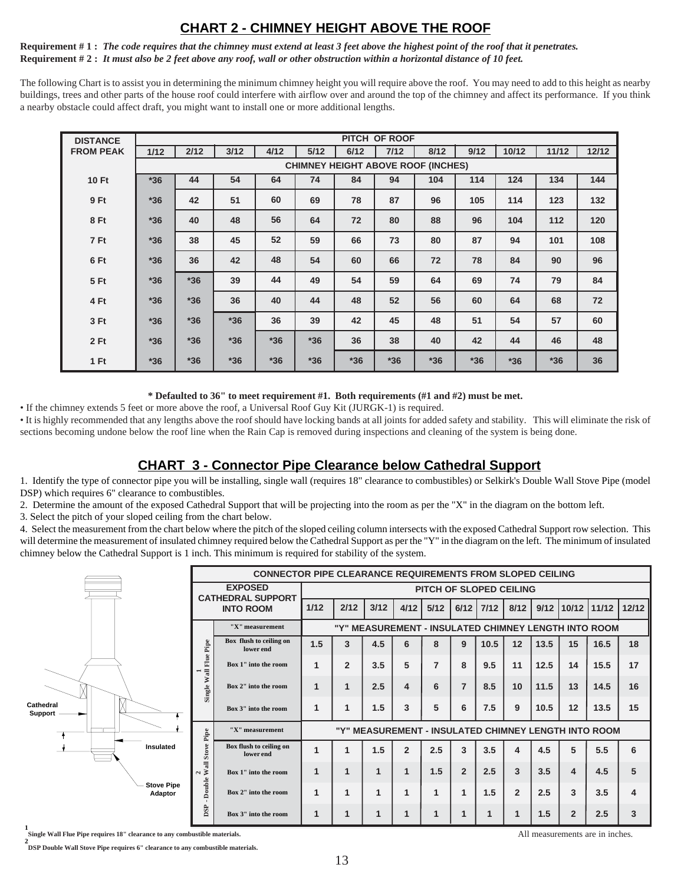## CHART 2 - CHIMNEY HEIGHT ABOVE THE ROOF

**Requirement # 1 :** ***The code requires that the chimney must extend at least 3 feet above the highest point of the roof that it penetrates.***
**Requirement # 2 :** ***It must also be 2 feet above any roof, wall or other obstruction within a horizontal distance of 10 feet.***

The following Chart is to assist you in determining the minimum chimney height you will require above the roof. You may need to add to this height as nearby buildings, trees and other parts of the house roof could interfere with airflow over and around the top of the chimney and affect its performance. If you think a nearby obstacle could affect draft, you might want to install one or more additional lengths.

| DISTANCE FROM PEAK | PITCH OF ROOF | | | | | | | | | | | |
|---|---|---|---|---|---|---|---|---|---|---|---|---|
| | 1/12 | 2/12 | 3/12 | 4/12 | 5/12 | 6/12 | 7/12 | 8/12 | 9/12 | 10/12 | 11/12 | 12/12 |
| | CHIMNEY HEIGHT ABOVE ROOF (INCHES) | | | | | | | | | | | |
| 10 Ft | *36 | 44 | 54 | 64 | 74 | 84 | 94 | 104 | 114 | 124 | 134 | 144 |
| 9 Ft | *36 | 42 | 51 | 60 | 69 | 78 | 87 | 96 | 105 | 114 | 123 | 132 |
| 8 Ft | *36 | 40 | 48 | 56 | 64 | 72 | 80 | 88 | 96 | 104 | 112 | 120 |
| 7 Ft | *36 | 38 | 45 | 52 | 59 | 66 | 73 | 80 | 87 | 94 | 101 | 108 |
| 6 Ft | *36 | 36 | 42 | 48 | 54 | 60 | 66 | 72 | 78 | 84 | 90 | 96 |
| 5 Ft | *36 | *36 | 39 | 44 | 49 | 54 | 59 | 64 | 69 | 74 | 79 | 84 |
| 4 Ft | *36 | *36 | 36 | 40 | 44 | 48 | 52 | 56 | 60 | 64 | 68 | 72 |
| 3 Ft | *36 | *36 | *36 | 36 | 39 | 42 | 45 | 48 | 51 | 54 | 57 | 60 |
| 2 Ft | *36 | *36 | *36 | *36 | *36 | 36 | 38 | 40 | 42 | 44 | 46 | 48 |
| 1 Ft | *36 | *36 | *36 | *36 | *36 | *36 | *36 | *36 | *36 | *36 | *36 | 36 |

**\* Defaulted to 36" to meet requirement #1. Both requirements (#1 and #2) must be met.**

- If the chimney extends 5 feet or more above the roof, a Universal Roof Guy Kit (JURGK-1) is required.
- It is highly recommended that any lengths above the roof should have locking bands at all joints for added safety and stability. This will eliminate the risk of sections becoming undone below the roof line when the Rain Cap is removed during inspections and cleaning of the system is being done.

## CHART 3 - Connector Pipe Clearance below Cathedral Support

1. Identify the type of connector pipe you will be installing, single wall (requires 18" clearance to combustibles) or Selkirk's Double Wall Stove Pipe (model DSP) which requires 6" clearance to combustibles.
2. Determine the amount of the exposed Cathedral Support that will be projecting into the room as per the "X" in the diagram on the bottom left.
3. Select the pitch of your sloped ceiling from the chart below.
4. Select the measurement from the chart below where the pitch of the sloped ceiling column intersects with the exposed Cathedral Support row selection. This will determine the measurement of insulated chimney required below the Cathedral Support as per the "Y" in the diagram on the left. The minimum of insulated chimney below the Cathedral Support is 1 inch. This minimum is required for stability of the system.

Cathedral Support

Insulated

Stove Pipe Adaptor

**CONNECTOR PIPE CLEARANCE REQUIREMENTS FROM SLOPED CEILING**

| | EXPOSED CATHEDRAL SUPPORT INTO ROOM | PITCH OF SLOPED CEILING | | | | | | | | | | | |
|---|---|---|---|---|---|---|---|---|---|---|---|---|---|
| | | 1/12 | 2/12 | 3/12 | 4/12 | 5/12 | 6/12 | 7/12 | 8/12 | 9/12 | 10/12 | 11/12 | 12/12 |
| Single Wall Flue Pipe[1] | "X" measurement | "Y" MEASUREMENT - INSULATED CHIMNEY LENGTH INTO ROOM | | | | | | | | | | | |
| | Box flush to ceiling on lower end | 1.5 | 3 | 4.5 | 6 | 8 | 9 | 10.5 | 12 | 13.5 | 15 | 16.5 | 18 |
| | Box 1" into the room | 1 | 2 | 3.5 | 5 | 7 | 8 | 9.5 | 11 | 12.5 | 14 | 15.5 | 17 |
| | Box 2" into the room | 1 | 1 | 2.5 | 4 | 6 | 7 | 8.5 | 10 | 11.5 | 13 | 14.5 | 16 |
| | Box 3" into the room | 1 | 1 | 1.5 | 3 | 5 | 6 | 7.5 | 9 | 10.5 | 12 | 13.5 | 15 |
| DSP - Double Wall Stove Pipe[2] | "X" measurement | "Y" MEASUREMENT - INSULATED CHIMNEY LENGTH INTO ROOM | | | | | | | | | | | |
| | Box flush to ceiling on lower end | 1 | 1 | 1.5 | 2 | 2.5 | 3 | 3.5 | 4 | 4.5 | 5 | 5.5 | 6 |
| | Box 1" into the room | 1 | 1 | 1 | 1 | 1.5 | 2 | 2.5 | 3 | 3.5 | 4 | 4.5 | 5 |
| | Box 2" into the room | 1 | 1 | 1 | 1 | 1 | 1 | 1.5 | 2 | 2.5 | 3 | 3.5 | 4 |
| | Box 3" into the room | 1 | 1 | 1 | 1 | 1 | 1 | 1 | 1 | 1.5 | 2 | 2.5 | 3 |

All measurements are in inches.

[1] **Single Wall Flue Pipe requires 18" clearance to any combustible materials.**
[2] **DSP Double Wall Stove Pipe requires 6" clearance to any combustible materials.**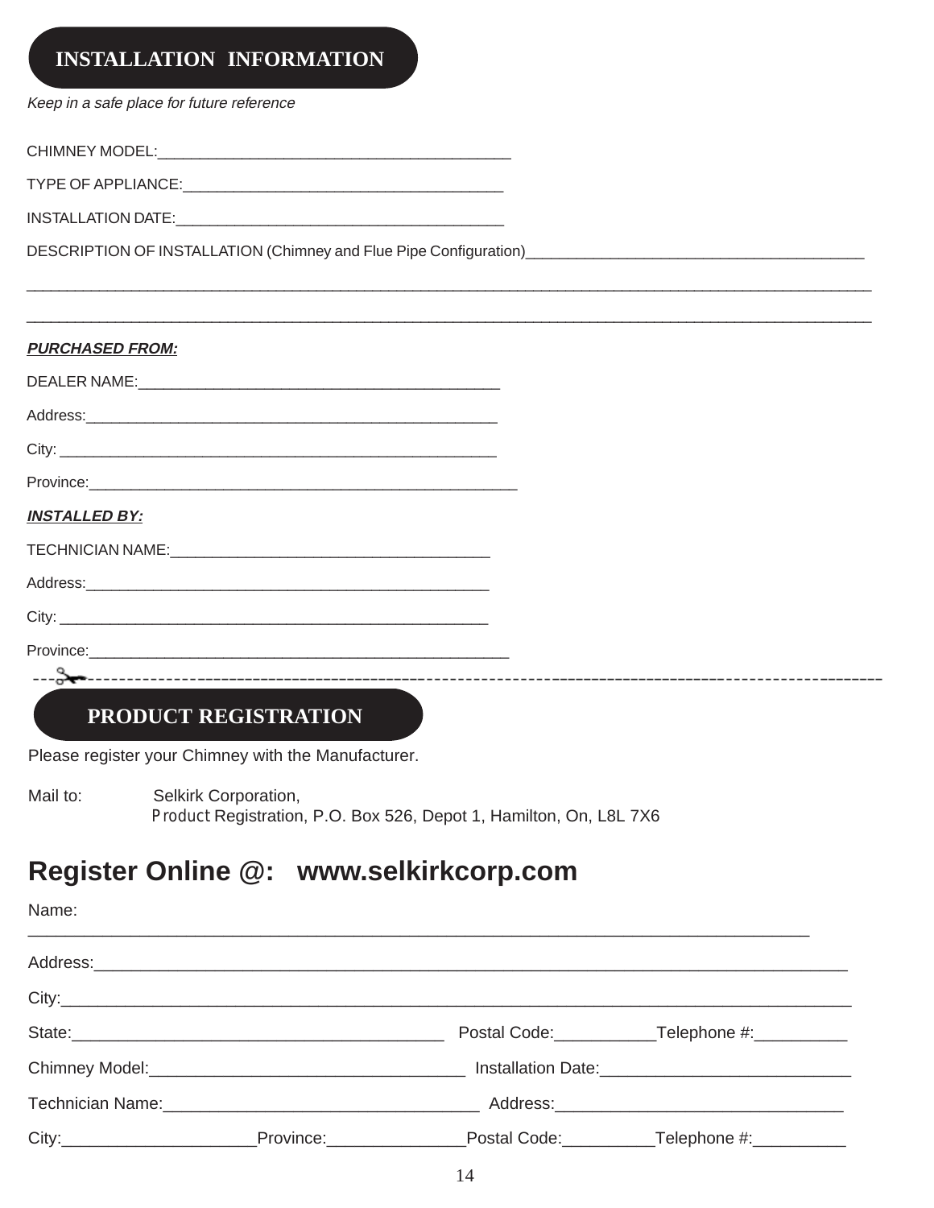## INSTALLATION INFORMATION

*Keep in a safe place for future reference*

CHIMNEY MODEL:_________________________________________

TYPE OF APPLIANCE:_____________________________________

INSTALLATION DATE:______________________________________

DESCRIPTION OF INSTALLATION (Chimney and Flue Pipe Configuration)_________________________________________

_____________________________________________________________________________________________________

_____________________________________________________________________________________________________

***PURCHASED FROM:***

DEALER NAME:__________________________________________

Address:_______________________________________________

City: _________________________________________________

Province:_______________________________________________

***INSTALLED BY:***

TECHNICIAN NAME:______________________________________

Address:_______________________________________________

City: _________________________________________________

Province:______________________________________________

---

## PRODUCT REGISTRATION

Please register your Chimney with the Manufacturer.

Mail to: Selkirk Corporation,
Product Registration, P.O. Box 526, Depot 1, Hamilton, On, L8L 7X6

## Register Online @: www.selkirkcorp.com

Name:
_____________________________________________________________________________________

Address:__________________________________________________________________________

City:_____________________________________________________________________________

State:________________________________________ Postal Code:___________Telephone #:__________

Chimney Model:__________________________________ Installation Date:__________________________

Technician Name:__________________________________ Address:______________________________

City:____________________Province:_______________Postal Code:__________Telephone #:__________